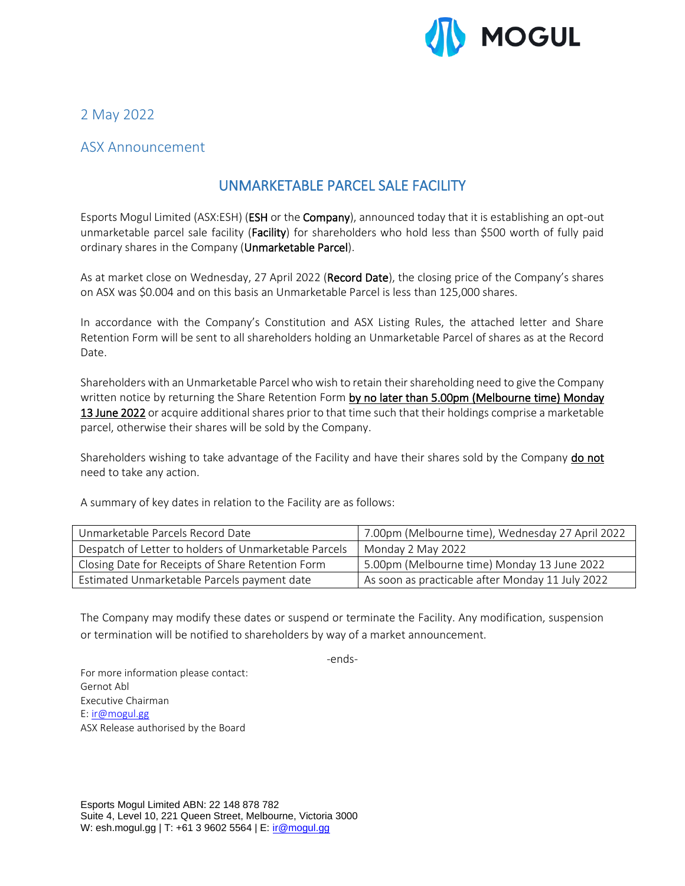2 May 2022

ASX Announcement

## UNMARKETABLE PARCEL SALE FACILITY

Esports Mogul Limited (ASX:ESH) (**ESH** or the **Company**), announced today that it is establishing an opt-out unmarketable parcel sale facility (**Facility**) for shareholders who hold less than $500 worth of fully paid ordinary shares in the Company (**Unmarketable Parcel**).

As at market close on Wednesday, 27 April 2022 (**Record Date**), the closing price of the Company's shares on ASX was $0.004 and on this basis an Unmarketable Parcel is less than 125,000 shares.

In accordance with the Company's Constitution and ASX Listing Rules, the attached letter and Share Retention Form will be sent to all shareholders holding an Unmarketable Parcel of shares as at the Record Date.

Shareholders with an Unmarketable Parcel who wish to retain their shareholding need to give the Company written notice by returning the Share Retention Form <u>by no later than 5.00pm (Melbourne time) Monday 13 June 2022</u> or acquire additional shares prior to that time such that their holdings comprise a marketable parcel, otherwise their shares will be sold by the Company.

Shareholders wishing to take advantage of the Facility and have their shares sold by the Company <u>do not</u> need to take any action.

A summary of key dates in relation to the Facility are as follows:

| | |
|---|---|
| Unmarketable Parcels Record Date | 7.00pm (Melbourne time), Wednesday 27 April 2022 |
| Despatch of Letter to holders of Unmarketable Parcels | Monday 2 May 2022 |
| Closing Date for Receipts of Share Retention Form | 5.00pm (Melbourne time) Monday 13 June 2022 |
| Estimated Unmarketable Parcels payment date | As soon as practicable after Monday 11 July 2022 |

The Company may modify these dates or suspend or terminate the Facility. Any modification, suspension or termination will be notified to shareholders by way of a market announcement.

-ends-

For more information please contact:
Gernot Abl
Executive Chairman
E: ir@mogul.gg
ASX Release authorised by the Board

Esports Mogul Limited ABN: 22 148 878 782
Suite 4, Level 10, 221 Queen Street, Melbourne, Victoria 3000
W: esh.mogul.gg | T: +61 3 9602 5564 | E: ir@mogul.gg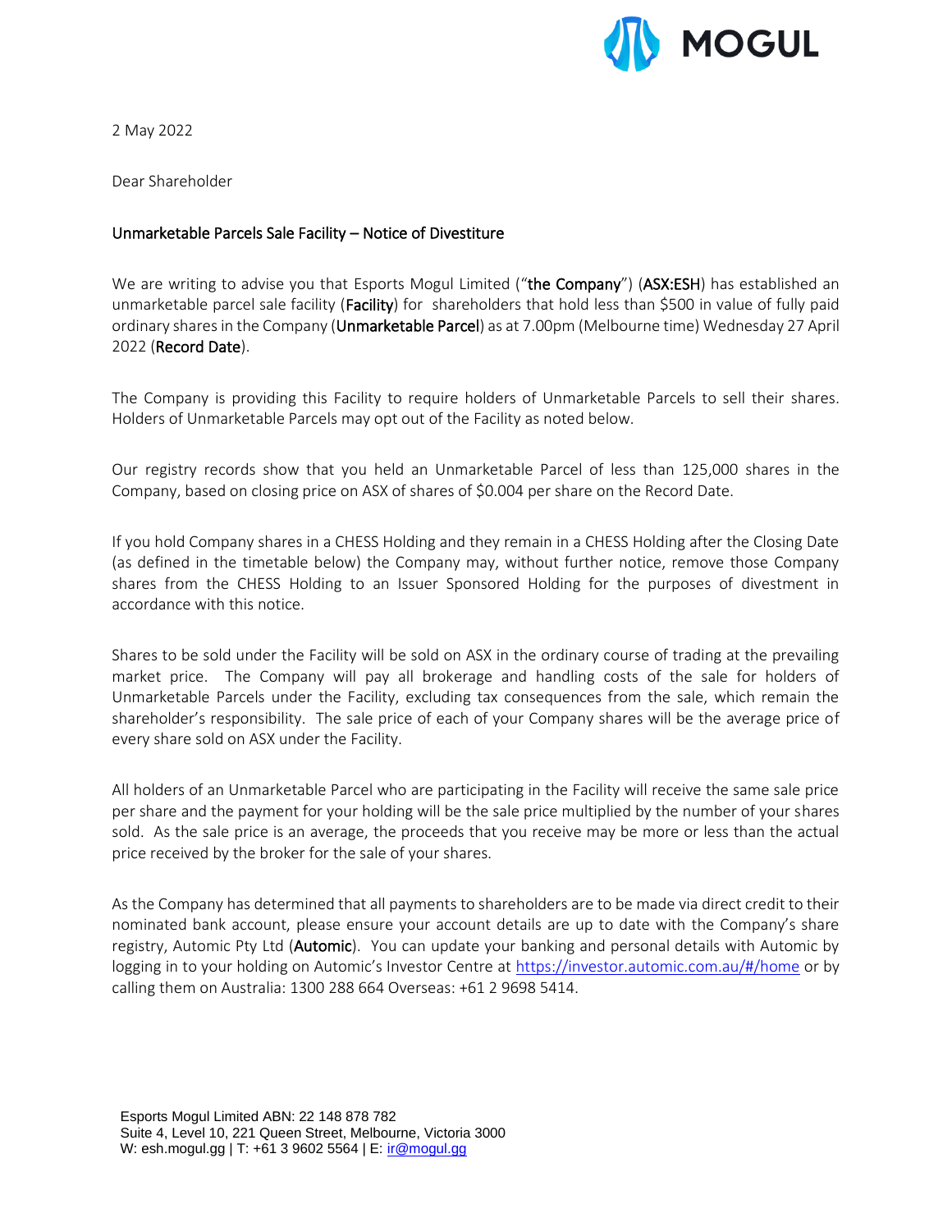2 May 2022

Dear Shareholder

**Unmarketable Parcels Sale Facility – Notice of Divestiture**

We are writing to advise you that Esports Mogul Limited ("**the Company**") (**ASX:ESH**) has established an unmarketable parcel sale facility (**Facility**) for shareholders that hold less than $500 in value of fully paid ordinary shares in the Company (**Unmarketable Parcel**) as at 7.00pm (Melbourne time) Wednesday 27 April 2022 (**Record Date**).

The Company is providing this Facility to require holders of Unmarketable Parcels to sell their shares. Holders of Unmarketable Parcels may opt out of the Facility as noted below.

Our registry records show that you held an Unmarketable Parcel of less than 125,000 shares in the Company, based on closing price on ASX of shares of $0.004 per share on the Record Date.

If you hold Company shares in a CHESS Holding and they remain in a CHESS Holding after the Closing Date (as defined in the timetable below) the Company may, without further notice, remove those Company shares from the CHESS Holding to an Issuer Sponsored Holding for the purposes of divestment in accordance with this notice.

Shares to be sold under the Facility will be sold on ASX in the ordinary course of trading at the prevailing market price. The Company will pay all brokerage and handling costs of the sale for holders of Unmarketable Parcels under the Facility, excluding tax consequences from the sale, which remain the shareholder's responsibility. The sale price of each of your Company shares will be the average price of every share sold on ASX under the Facility.

All holders of an Unmarketable Parcel who are participating in the Facility will receive the same sale price per share and the payment for your holding will be the sale price multiplied by the number of your shares sold. As the sale price is an average, the proceeds that you receive may be more or less than the actual price received by the broker for the sale of your shares.

As the Company has determined that all payments to shareholders are to be made via direct credit to their nominated bank account, please ensure your account details are up to date with the Company's share registry, Automic Pty Ltd (**Automic**). You can update your banking and personal details with Automic by logging in to your holding on Automic's Investor Centre at https://investor.automic.com.au/#/home or by calling them on Australia: 1300 288 664 Overseas: +61 2 9698 5414.

Esports Mogul Limited ABN: 22 148 878 782
Suite 4, Level 10, 221 Queen Street, Melbourne, Victoria 3000
W: esh.mogul.gg | T: +61 3 9602 5564 | E: ir@mogul.gg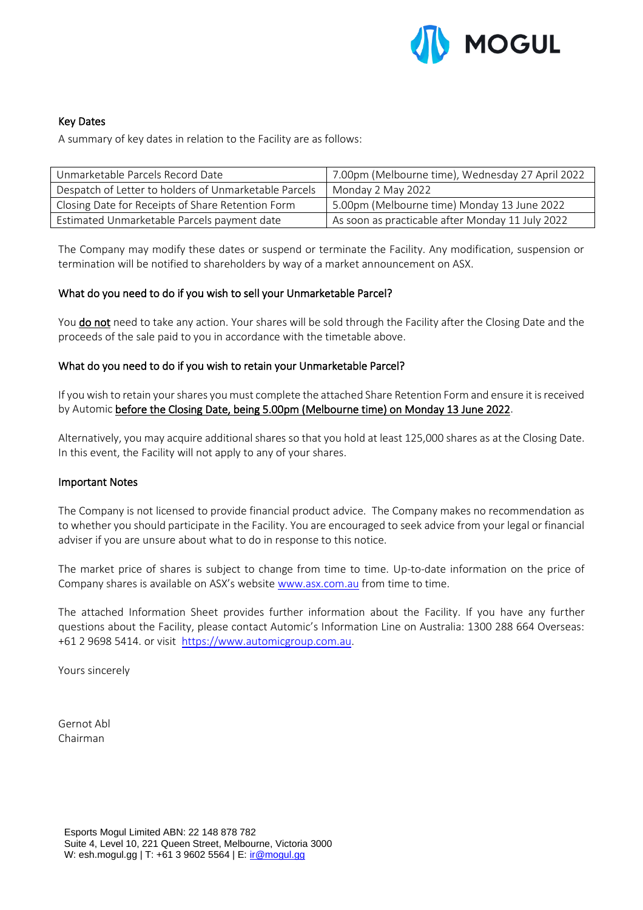### Key Dates

A summary of key dates in relation to the Facility are as follows:

| | |
|---|---|
| Unmarketable Parcels Record Date | 7.00pm (Melbourne time), Wednesday 27 April 2022 |
| Despatch of Letter to holders of Unmarketable Parcels | Monday 2 May 2022 |
| Closing Date for Receipts of Share Retention Form | 5.00pm (Melbourne time) Monday 13 June 2022 |
| Estimated Unmarketable Parcels payment date | As soon as practicable after Monday 11 July 2022 |

The Company may modify these dates or suspend or terminate the Facility. Any modification, suspension or termination will be notified to shareholders by way of a market announcement on ASX.

### What do you need to do if you wish to sell your Unmarketable Parcel?

You **do not** need to take any action. Your shares will be sold through the Facility after the Closing Date and the proceeds of the sale paid to you in accordance with the timetable above.

### What do you need to do if you wish to retain your Unmarketable Parcel?

If you wish to retain your shares you must complete the attached Share Retention Form and ensure it is received by Automic **before the Closing Date, being 5.00pm (Melbourne time) on Monday 13 June 2022**.

Alternatively, you may acquire additional shares so that you hold at least 125,000 shares as at the Closing Date. In this event, the Facility will not apply to any of your shares.

### Important Notes

The Company is not licensed to provide financial product advice. The Company makes no recommendation as to whether you should participate in the Facility. You are encouraged to seek advice from your legal or financial adviser if you are unsure about what to do in response to this notice.

The market price of shares is subject to change from time to time. Up-to-date information on the price of Company shares is available on ASX's website www.asx.com.au from time to time.

The attached Information Sheet provides further information about the Facility. If you have any further questions about the Facility, please contact Automic's Information Line on Australia: 1300 288 664 Overseas: +61 2 9698 5414. or visit https://www.automicgroup.com.au.

Yours sincerely

Gernot Abl
Chairman

Esports Mogul Limited ABN: 22 148 878 782
Suite 4, Level 10, 221 Queen Street, Melbourne, Victoria 3000
W: esh.mogul.gg | T: +61 3 9602 5564 | E: ir@mogul.gg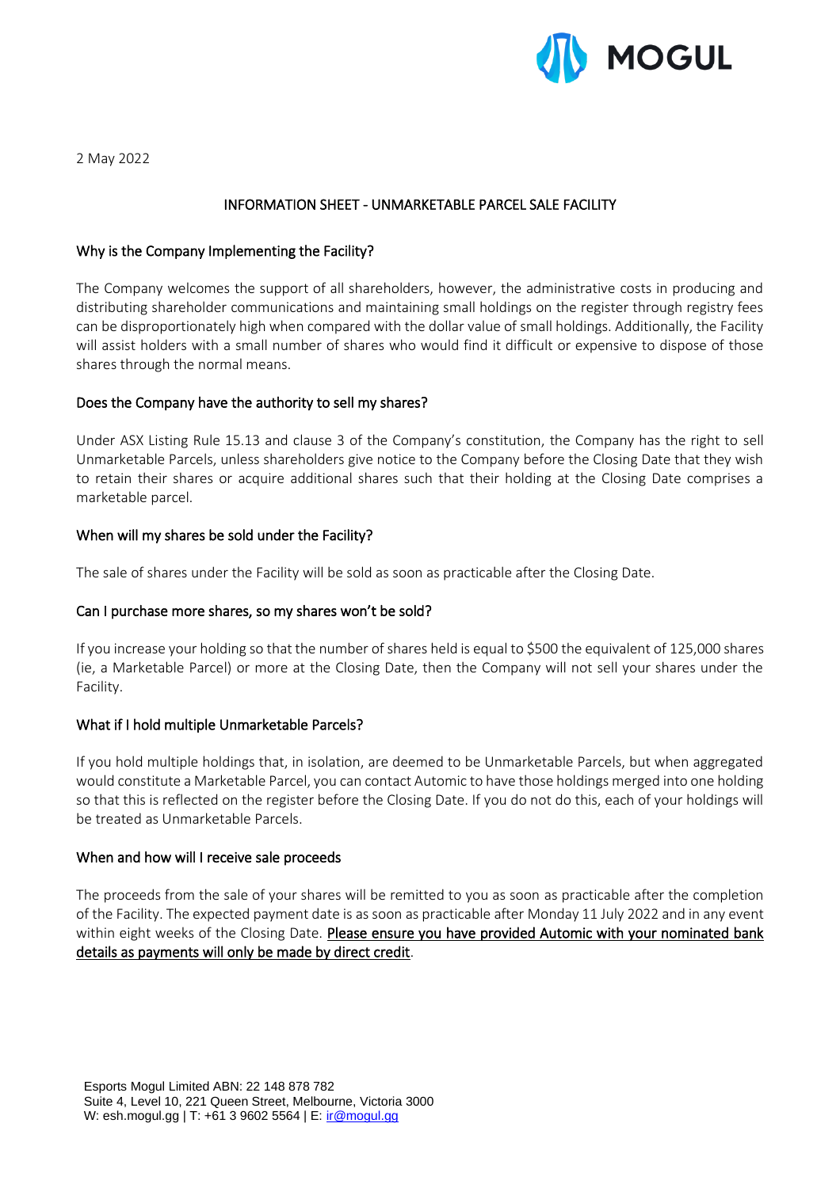2 May 2022

## INFORMATION SHEET - UNMARKETABLE PARCEL SALE FACILITY

### Why is the Company Implementing the Facility?

The Company welcomes the support of all shareholders, however, the administrative costs in producing and distributing shareholder communications and maintaining small holdings on the register through registry fees can be disproportionately high when compared with the dollar value of small holdings. Additionally, the Facility will assist holders with a small number of shares who would find it difficult or expensive to dispose of those shares through the normal means.

### Does the Company have the authority to sell my shares?

Under ASX Listing Rule 15.13 and clause 3 of the Company's constitution, the Company has the right to sell Unmarketable Parcels, unless shareholders give notice to the Company before the Closing Date that they wish to retain their shares or acquire additional shares such that their holding at the Closing Date comprises a marketable parcel.

### When will my shares be sold under the Facility?

The sale of shares under the Facility will be sold as soon as practicable after the Closing Date.

### Can I purchase more shares, so my shares won't be sold?

If you increase your holding so that the number of shares held is equal to $500 the equivalent of 125,000 shares (ie, a Marketable Parcel) or more at the Closing Date, then the Company will not sell your shares under the Facility.

### What if I hold multiple Unmarketable Parcels?

If you hold multiple holdings that, in isolation, are deemed to be Unmarketable Parcels, but when aggregated would constitute a Marketable Parcel, you can contact Automic to have those holdings merged into one holding so that this is reflected on the register before the Closing Date. If you do not do this, each of your holdings will be treated as Unmarketable Parcels.

### When and how will I receive sale proceeds

The proceeds from the sale of your shares will be remitted to you as soon as practicable after the completion of the Facility. The expected payment date is as soon as practicable after Monday 11 July 2022 and in any event within eight weeks of the Closing Date. Please ensure you have provided Automic with your nominated bank details as payments will only be made by direct credit.

Esports Mogul Limited ABN: 22 148 878 782
Suite 4, Level 10, 221 Queen Street, Melbourne, Victoria 3000
W: esh.mogul.gg | T: +61 3 9602 5564 | E: ir@mogul.gg